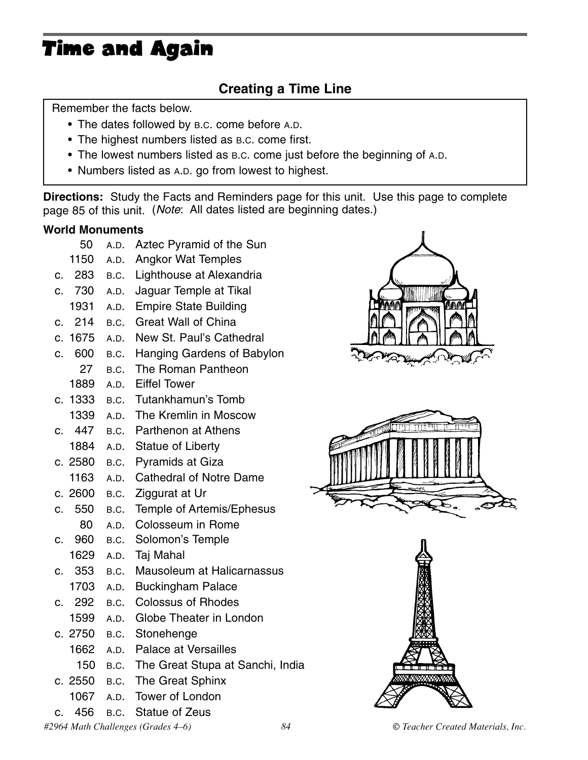# Time and Again

## Creating a Time Line

Remember the facts below.

- The dates followed by B.C. come before A.D.
- The highest numbers listed as B.C. come first.
- The lowest numbers listed as B.C. come just before the beginning of A.D.
- Numbers listed as A.D. go from lowest to highest.

**Directions:** Study the Facts and Reminders page for this unit. Use this page to complete page 85 of this unit. (*Note*: All dates listed are beginning dates.)

**World Monuments**

| | | |
|---|---|---|
| 50 | A.D. | Aztec Pyramid of the Sun |
| 1150 | A.D. | Angkor Wat Temples |
| c. 283 | B.C. | Lighthouse at Alexandria |
| c. 730 | A.D. | Jaguar Temple at Tikal |
| 1931 | A.D. | Empire State Building |
| c. 214 | B.C. | Great Wall of China |
| c. 1675 | A.D. | New St. Paul's Cathedral |
| c. 600 | B.C. | Hanging Gardens of Babylon |
| 27 | B.C. | The Roman Pantheon |
| 1889 | A.D. | Eiffel Tower |
| c. 1333 | B.C. | Tutankhamun's Tomb |
| 1339 | A.D. | The Kremlin in Moscow |
| c. 447 | B.C. | Parthenon at Athens |
| 1884 | A.D. | Statue of Liberty |
| c. 2580 | B.C. | Pyramids at Giza |
| 1163 | A.D. | Cathedral of Notre Dame |
| c. 2600 | B.C. | Ziggurat at Ur |
| c. 550 | B.C. | Temple of Artemis/Ephesus |
| 80 | A.D. | Colosseum in Rome |
| c. 960 | B.C. | Solomon's Temple |
| 1629 | A.D. | Taj Mahal |
| c. 353 | B.C. | Mausoleum at Halicarnassus |
| 1703 | A.D. | Buckingham Palace |
| c. 292 | B.C. | Colossus of Rhodes |
| 1599 | A.D. | Globe Theater in London |
| c. 2750 | B.C. | Stonehenge |
| 1662 | A.D. | Palace at Versailles |
| 150 | B.C. | The Great Stupa at Sanchi, India |
| c. 2550 | B.C. | The Great Sphinx |
| 1067 | A.D. | Tower of London |
| c. 456 | B.C. | Statue of Zeus |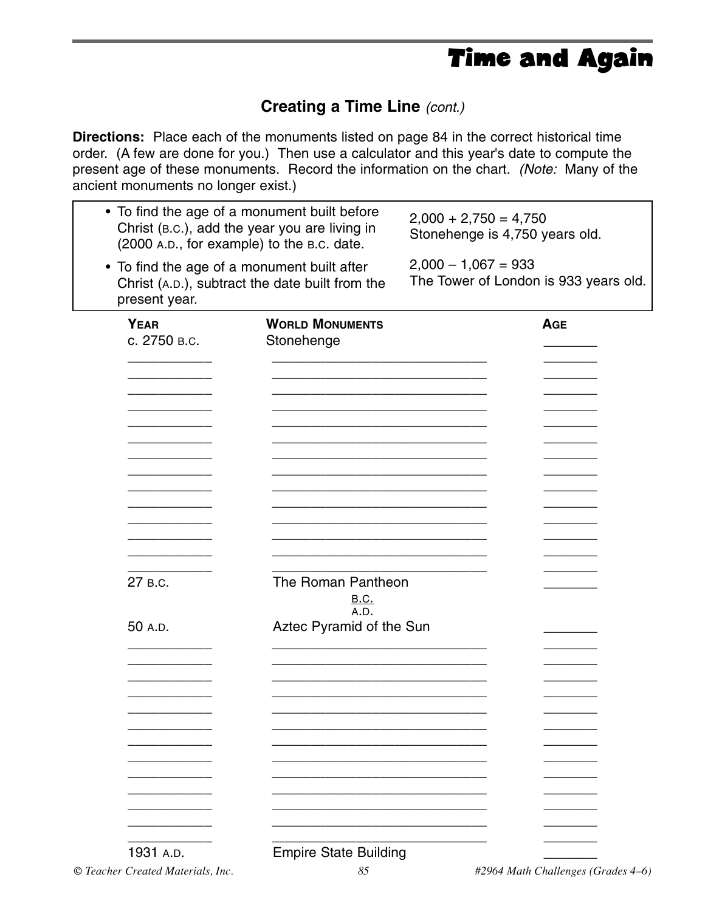# Time and Again

## Creating a Time Line *(cont.)*

**Directions:** Place each of the monuments listed on page 84 in the correct historical time order. (A few are done for you.) Then use a calculator and this year's date to compute the present age of these monuments. Record the information on the chart. *(Note:* Many of the ancient monuments no longer exist.)

| | |
|---|---|
| • To find the age of a monument built before Christ (B.C.), add the year you are living in (2000 A.D., for example) to the B.C. date. | 2,000 + 2,750 = 4,750<br>Stonehenge is 4,750 years old. |
| • To find the age of a monument built after Christ (A.D.), subtract the date built from the present year. | 2,000 – 1,067 = 933<br>The Tower of London is 933 years old. |

| YEAR | WORLD MONUMENTS | AGE |
|---|---|---|
| c. 2750 B.C. | Stonehenge | _______ |
| __________ | ____________________________ | _______ |
| __________ | ____________________________ | _______ |
| __________ | ____________________________ | _______ |
| __________ | ____________________________ | _______ |
| __________ | ____________________________ | _______ |
| __________ | ____________________________ | _______ |
| __________ | ____________________________ | _______ |
| __________ | ____________________________ | _______ |
| __________ | ____________________________ | _______ |
| __________ | ____________________________ | _______ |
| __________ | ____________________________ | _______ |
| __________ | ____________________________ | _______ |
| __________ | ____________________________ | _______ |
| __________ | ____________________________ | _______ |
| 27 B.C. | The Roman Pantheon | _______ |
| | B.C. / A.D. | |
| 50 A.D. | Aztec Pyramid of the Sun | _______ |
| __________ | ____________________________ | _______ |
| __________ | ____________________________ | _______ |
| __________ | ____________________________ | _______ |
| __________ | ____________________________ | _______ |
| __________ | ____________________________ | _______ |
| __________ | ____________________________ | _______ |
| __________ | ____________________________ | _______ |
| __________ | ____________________________ | _______ |
| __________ | ____________________________ | _______ |
| __________ | ____________________________ | _______ |
| __________ | ____________________________ | _______ |
| __________ | ____________________________ | _______ |
| __________ | ____________________________ | _______ |
| 1931 A.D. | Empire State Building | _______ |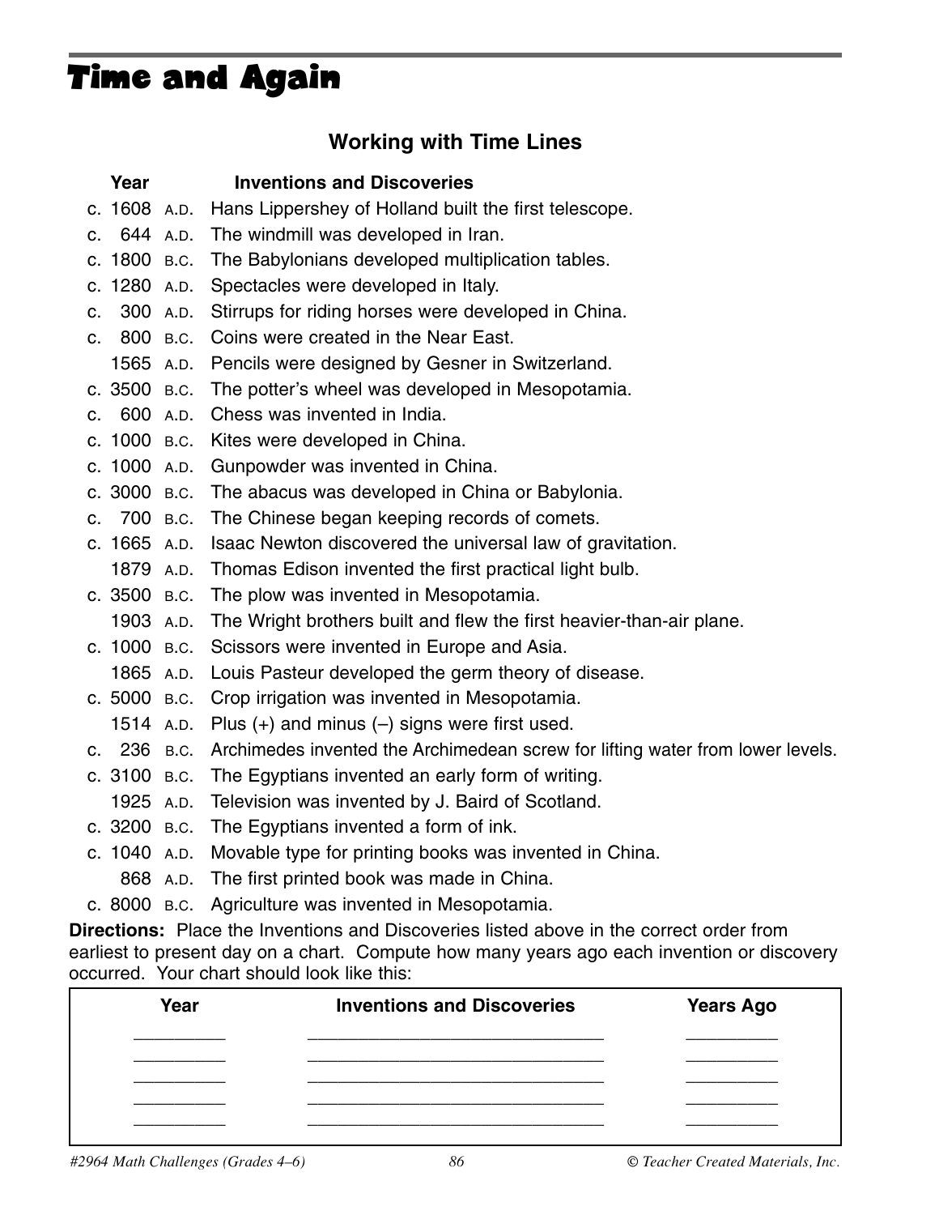# Time and Again

## Working with Time Lines

| Year | | Inventions and Discoveries |
|---|---|---|
| c. 1608 | A.D. | Hans Lippershey of Holland built the first telescope. |
| c. 644 | A.D. | The windmill was developed in Iran. |
| c. 1800 | B.C. | The Babylonians developed multiplication tables. |
| c. 1280 | A.D. | Spectacles were developed in Italy. |
| c. 300 | A.D. | Stirrups for riding horses were developed in China. |
| c. 800 | B.C. | Coins were created in the Near East. |
| 1565 | A.D. | Pencils were designed by Gesner in Switzerland. |
| c. 3500 | B.C. | The potter's wheel was developed in Mesopotamia. |
| c. 600 | A.D. | Chess was invented in India. |
| c. 1000 | B.C. | Kites were developed in China. |
| c. 1000 | A.D. | Gunpowder was invented in China. |
| c. 3000 | B.C. | The abacus was developed in China or Babylonia. |
| c. 700 | B.C. | The Chinese began keeping records of comets. |
| c. 1665 | A.D. | Isaac Newton discovered the universal law of gravitation. |
| 1879 | A.D. | Thomas Edison invented the first practical light bulb. |
| c. 3500 | B.C. | The plow was invented in Mesopotamia. |
| 1903 | A.D. | The Wright brothers built and flew the first heavier-than-air plane. |
| c. 1000 | B.C. | Scissors were invented in Europe and Asia. |
| 1865 | A.D. | Louis Pasteur developed the germ theory of disease. |
| c. 5000 | B.C. | Crop irrigation was invented in Mesopotamia. |
| 1514 | A.D. | Plus (+) and minus (–) signs were first used. |
| c. 236 | B.C. | Archimedes invented the Archimedean screw for lifting water from lower levels. |
| c. 3100 | B.C. | The Egyptians invented an early form of writing. |
| 1925 | A.D. | Television was invented by J. Baird of Scotland. |
| c. 3200 | B.C. | The Egyptians invented a form of ink. |
| c. 1040 | A.D. | Movable type for printing books was invented in China. |
| 868 | A.D. | The first printed book was made in China. |
| c. 8000 | B.C. | Agriculture was invented in Mesopotamia. |

**Directions:** Place the Inventions and Discoveries listed above in the correct order from earliest to present day on a chart. Compute how many years ago each invention or discovery occurred. Your chart should look like this:

| Year | Inventions and Discoveries | Years Ago |
|---|---|---|
| __________ | ________________________________ | __________ |
| __________ | ________________________________ | __________ |
| __________ | ________________________________ | __________ |
| __________ | ________________________________ | __________ |
| __________ | ________________________________ | __________ |